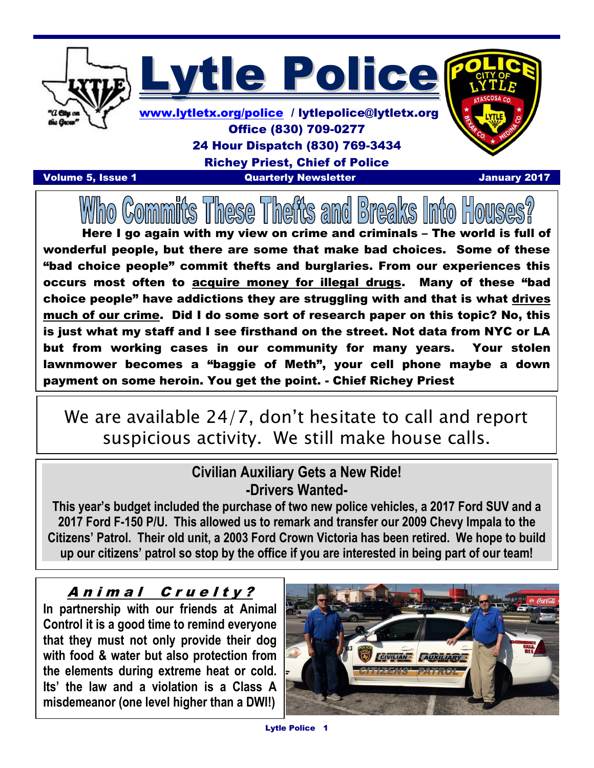# Lytle Police

www.lytletx.org/police / lytlepolice@lytletx.org
Office (830) 709-0277
24 Hour Dispatch (830) 769-3434
Richey Priest, Chief of Police

Volume 5, Issue 1 — Quarterly Newsletter — January 2017

## Who Commits These Thefts and Breaks Into Houses?

**Here I go again with my view on crime and criminals – The world is full of wonderful people, but there are some that make bad choices. Some of these "bad choice people" commit thefts and burglaries. From our experiences this occurs most often to acquire money for illegal drugs. Many of these "bad choice people" have addictions they are struggling with and that is what drives much of our crime. Did I do some sort of research paper on this topic? No, this is just what my staff and I see firsthand on the street. Not data from NYC or LA but from working cases in our community for many years. Your stolen lawnmower becomes a "baggie of Meth", your cell phone maybe a down payment on some heroin. You get the point. - Chief Richey Priest**

We are available 24/7, don't hesitate to call and report suspicious activity. We still make house calls.

## Civilian Auxiliary Gets a New Ride!
## -Drivers Wanted-

**This year's budget included the purchase of two new police vehicles, a 2017 Ford SUV and a 2017 Ford F-150 P/U. This allowed us to remark and transfer our 2009 Chevy Impala to the Citizens' Patrol. Their old unit, a 2003 Ford Crown Victoria has been retired. We hope to build up our citizens' patrol so stop by the office if you are interested in being part of our team!**

## Animal Cruelty?

**In partnership with our friends at Animal Control it is a good time to remind everyone that they must not only provide their dog with food & water but also protection from the elements during extreme heat or cold. Its' the law and a violation is a Class A misdemeanor (one level higher than a DWI!)**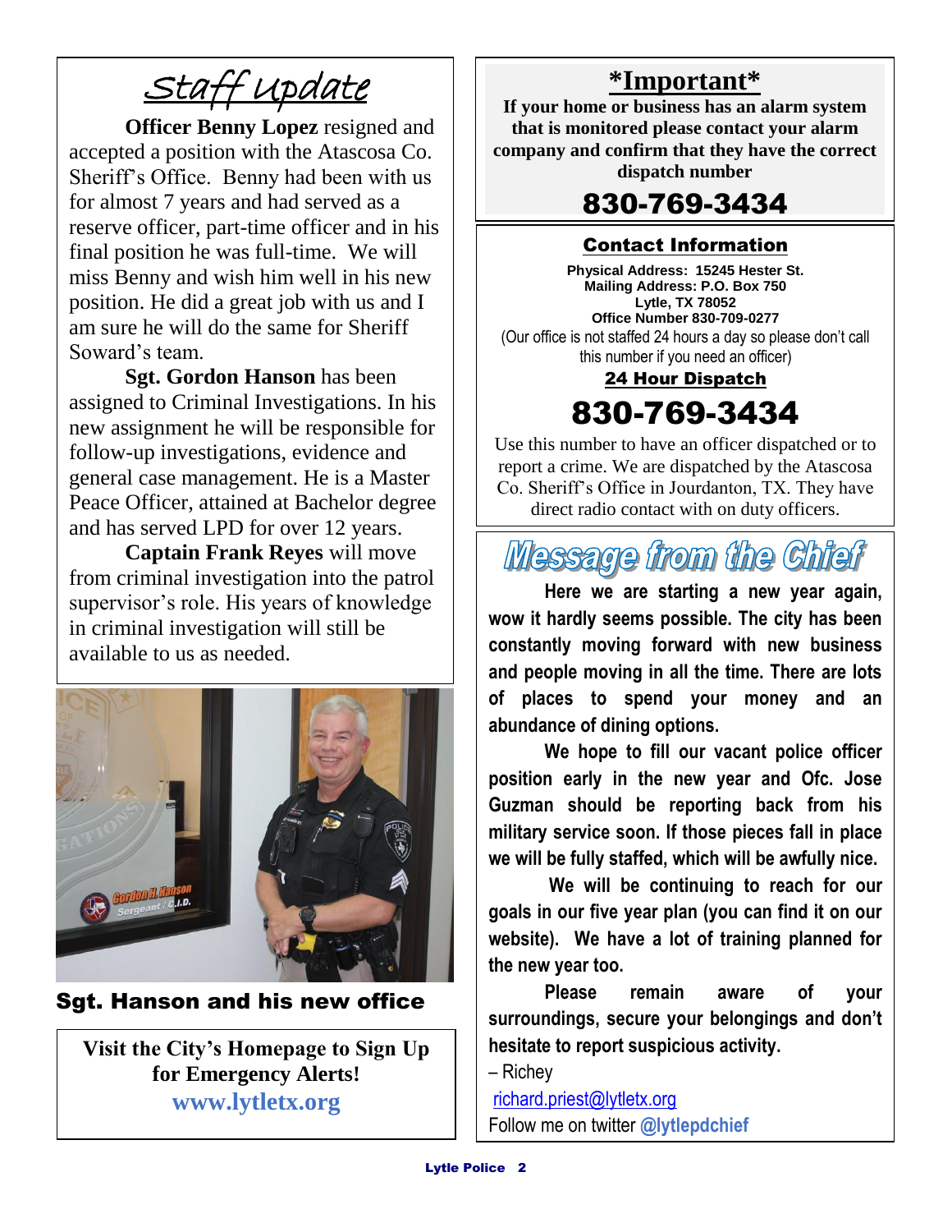## Staff Update

**Officer Benny Lopez** resigned and accepted a position with the Atascosa Co. Sheriff's Office. Benny had been with us for almost 7 years and had served as a reserve officer, part-time officer and in his final position he was full-time. We will miss Benny and wish him well in his new position. He did a great job with us and I am sure he will do the same for Sheriff Soward's team.

**Sgt. Gordon Hanson** has been assigned to Criminal Investigations. In his new assignment he will be responsible for follow-up investigations, evidence and general case management. He is a Master Peace Officer, attained at Bachelor degree and has served LPD for over 12 years.

**Captain Frank Reyes** will move from criminal investigation into the patrol supervisor's role. His years of knowledge in criminal investigation will still be available to us as needed.

**Sgt. Hanson and his new office**

**Visit the City's Homepage to Sign Up for Emergency Alerts!**
**www.lytletx.org**

## *Important*

**If your home or business has an alarm system that is monitored please contact your alarm company and confirm that they have the correct dispatch number**

**830-769-3434**

### Contact Information

**Physical Address: 15245 Hester St.**
**Mailing Address: P.O. Box 750**
**Lytle, TX 78052**
**Office Number 830-709-0277**
(Our office is not staffed 24 hours a day so please don't call this number if you need an officer)

**24 Hour Dispatch**

**830-769-3434**

Use this number to have an officer dispatched or to report a crime. We are dispatched by the Atascosa Co. Sheriff's Office in Jourdanton, TX. They have direct radio contact with on duty officers.

## Message from the Chief

Here we are starting a new year again, wow it hardly seems possible. The city has been constantly moving forward with new business and people moving in all the time. There are lots of places to spend your money and an abundance of dining options.

We hope to fill our vacant police officer position early in the new year and Ofc. Jose Guzman should be reporting back from his military service soon. If those pieces fall in place we will be fully staffed, which will be awfully nice.

We will be continuing to reach for our goals in our five year plan (you can find it on our website). We have a lot of training planned for the new year too.

Please remain aware of your surroundings, secure your belongings and don't hesitate to report suspicious activity.

– Richey

richard.priest@lytletx.org

Follow me on twitter **@lytlepdchief**